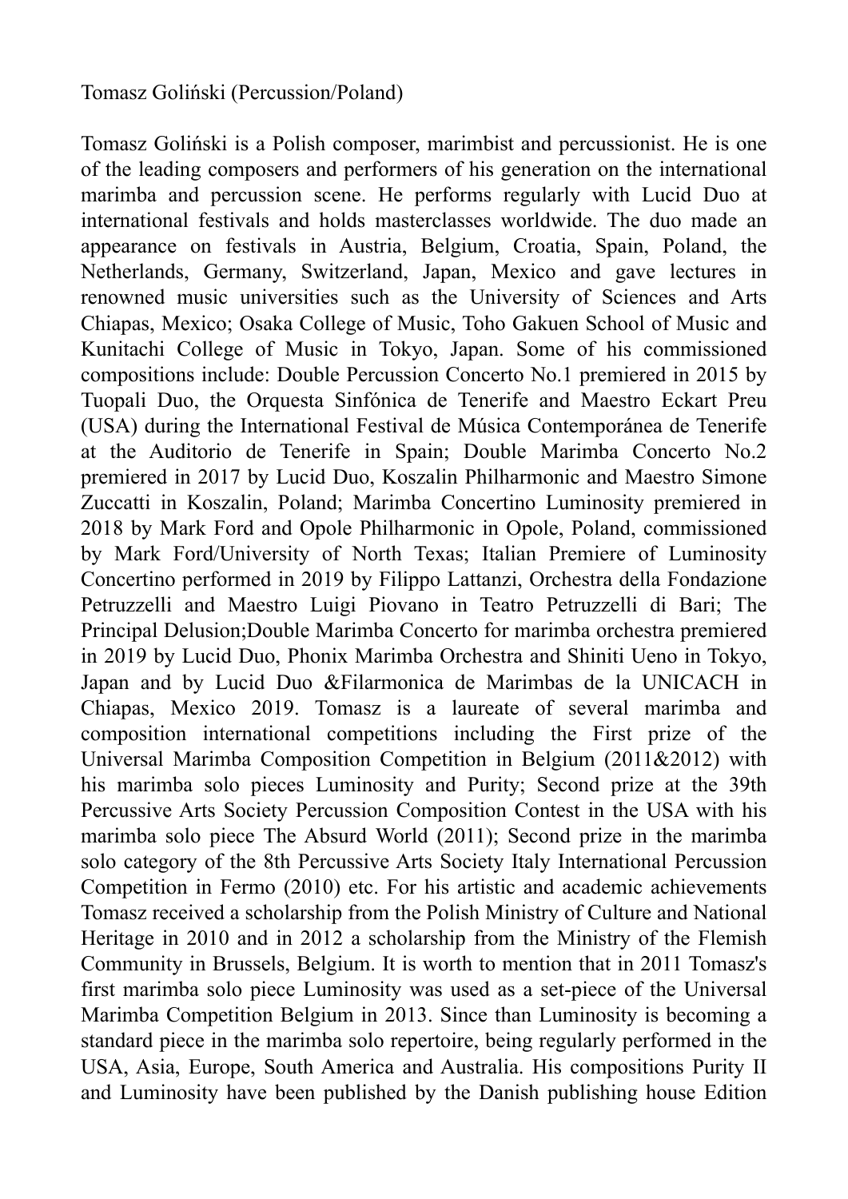Tomasz Goliński (Percussion/Poland)

Tomasz Goliński is a Polish composer, marimbist and percussionist. He is one of the leading composers and performers of his generation on the international marimba and percussion scene. He performs regularly with Lucid Duo at international festivals and holds masterclasses worldwide. The duo made an appearance on festivals in Austria, Belgium, Croatia, Spain, Poland, the Netherlands, Germany, Switzerland, Japan, Mexico and gave lectures in renowned music universities such as the University of Sciences and Arts Chiapas, Mexico; Osaka College of Music, Toho Gakuen School of Music and Kunitachi College of Music in Tokyo, Japan. Some of his commissioned compositions include: Double Percussion Concerto No.1 premiered in 2015 by Tuopali Duo, the Orquesta Sinfónica de Tenerife and Maestro Eckart Preu (USA) during the International Festival de Música Contemporánea de Tenerife at the Auditorio de Tenerife in Spain; Double Marimba Concerto No.2 premiered in 2017 by Lucid Duo, Koszalin Philharmonic and Maestro Simone Zuccatti in Koszalin, Poland; Marimba Concertino Luminosity premiered in 2018 by Mark Ford and Opole Philharmonic in Opole, Poland, commissioned by Mark Ford/University of North Texas; Italian Premiere of Luminosity Concertino performed in 2019 by Filippo Lattanzi, Orchestra della Fondazione Petruzzelli and Maestro Luigi Piovano in Teatro Petruzzelli di Bari; The Principal Delusion;Double Marimba Concerto for marimba orchestra premiered in 2019 by Lucid Duo, Phonix Marimba Orchestra and Shiniti Ueno in Tokyo, Japan and by Lucid Duo &Filarmonica de Marimbas de la UNICACH in Chiapas, Mexico 2019. Tomasz is a laureate of several marimba and composition international competitions including the First prize of the Universal Marimba Composition Competition in Belgium (2011&2012) with his marimba solo pieces Luminosity and Purity; Second prize at the 39th Percussive Arts Society Percussion Composition Contest in the USA with his marimba solo piece The Absurd World (2011); Second prize in the marimba solo category of the 8th Percussive Arts Society Italy International Percussion Competition in Fermo (2010) etc. For his artistic and academic achievements Tomasz received a scholarship from the Polish Ministry of Culture and National Heritage in 2010 and in 2012 a scholarship from the Ministry of the Flemish Community in Brussels, Belgium. It is worth to mention that in 2011 Tomasz's first marimba solo piece Luminosity was used as a set-piece of the Universal Marimba Competition Belgium in 2013. Since than Luminosity is becoming a standard piece in the marimba solo repertoire, being regularly performed in the USA, Asia, Europe, South America and Australia. His compositions Purity II and Luminosity have been published by the Danish publishing house Edition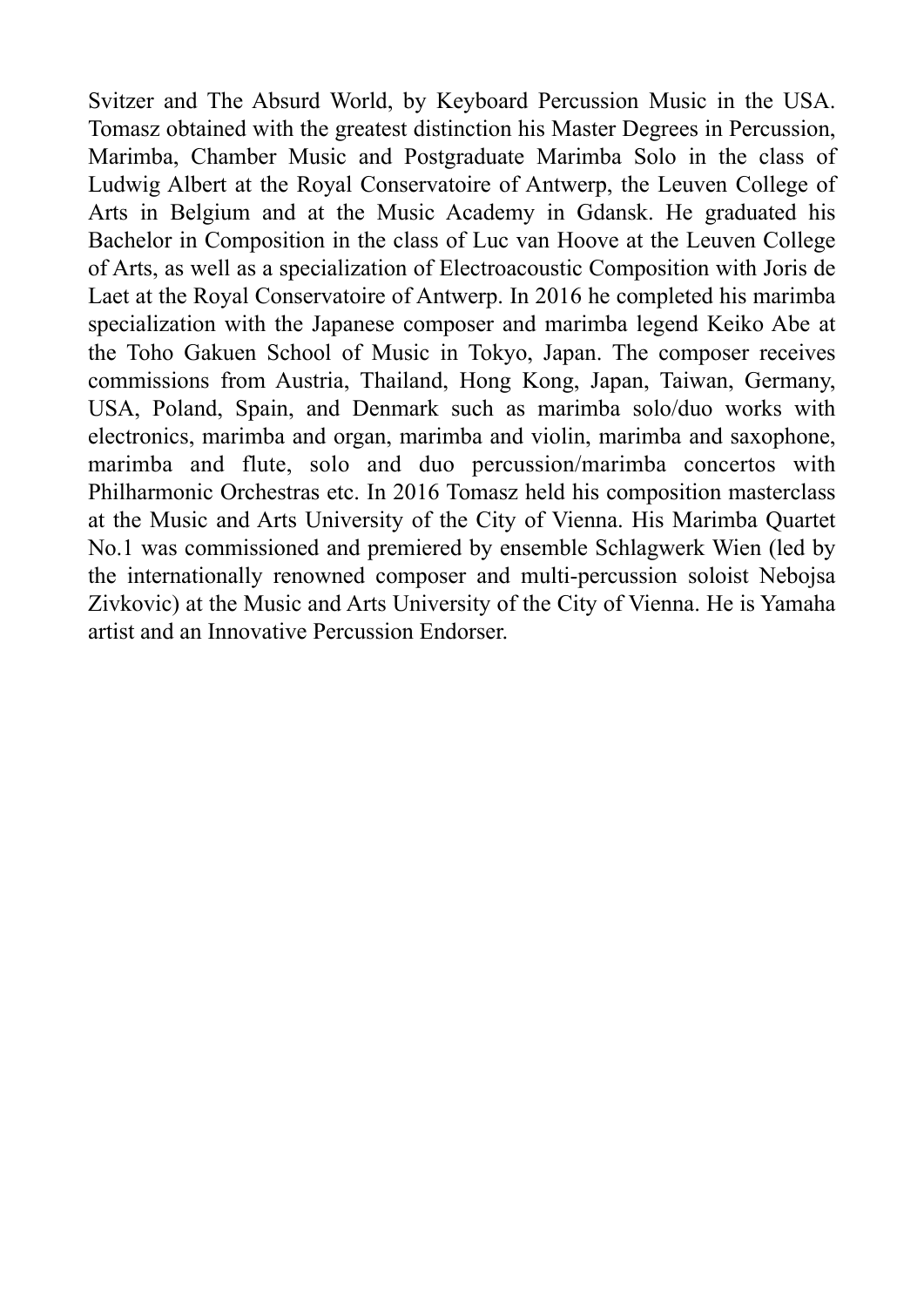Svitzer and The Absurd World, by Keyboard Percussion Music in the USA. Tomasz obtained with the greatest distinction his Master Degrees in Percussion, Marimba, Chamber Music and Postgraduate Marimba Solo in the class of Ludwig Albert at the Royal Conservatoire of Antwerp, the Leuven College of Arts in Belgium and at the Music Academy in Gdansk. He graduated his Bachelor in Composition in the class of Luc van Hoove at the Leuven College of Arts, as well as a specialization of Electroacoustic Composition with Joris de Laet at the Royal Conservatoire of Antwerp. In 2016 he completed his marimba specialization with the Japanese composer and marimba legend Keiko Abe at the Toho Gakuen School of Music in Tokyo, Japan. The composer receives commissions from Austria, Thailand, Hong Kong, Japan, Taiwan, Germany, USA, Poland, Spain, and Denmark such as marimba solo/duo works with electronics, marimba and organ, marimba and violin, marimba and saxophone, marimba and flute, solo and duo percussion/marimba concertos with Philharmonic Orchestras etc. In 2016 Tomasz held his composition masterclass at the Music and Arts University of the City of Vienna. His Marimba Quartet No.1 was commissioned and premiered by ensemble Schlagwerk Wien (led by the internationally renowned composer and multi-percussion soloist Nebojsa Zivkovic) at the Music and Arts University of the City of Vienna. He is Yamaha artist and an Innovative Percussion Endorser.